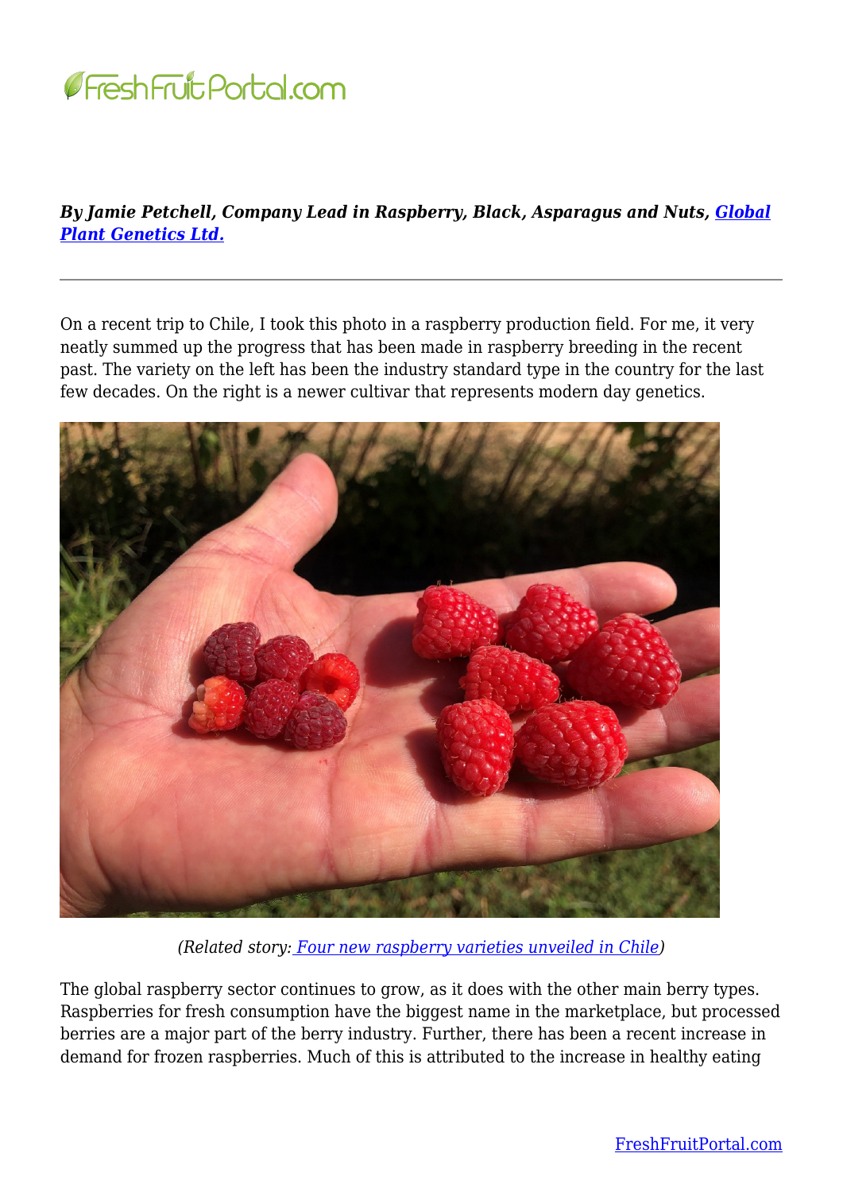***By Jamie Petchell, Company Lead in Raspberry, Black, Asparagus and Nuts, [Global Plant Genetics Ltd.](#)***

---

On a recent trip to Chile, I took this photo in a raspberry production field. For me, it very neatly summed up the progress that has been made in raspberry breeding in the recent past. The variety on the left has been the industry standard type in the country for the last few decades. On the right is a newer cultivar that represents modern day genetics.

*(Related story: [Four new raspberry varieties unveiled in Chile](#))*

The global raspberry sector continues to grow, as it does with the other main berry types. Raspberries for fresh consumption have the biggest name in the marketplace, but processed berries are a major part of the berry industry. Further, there has been a recent increase in demand for frozen raspberries. Much of this is attributed to the increase in healthy eating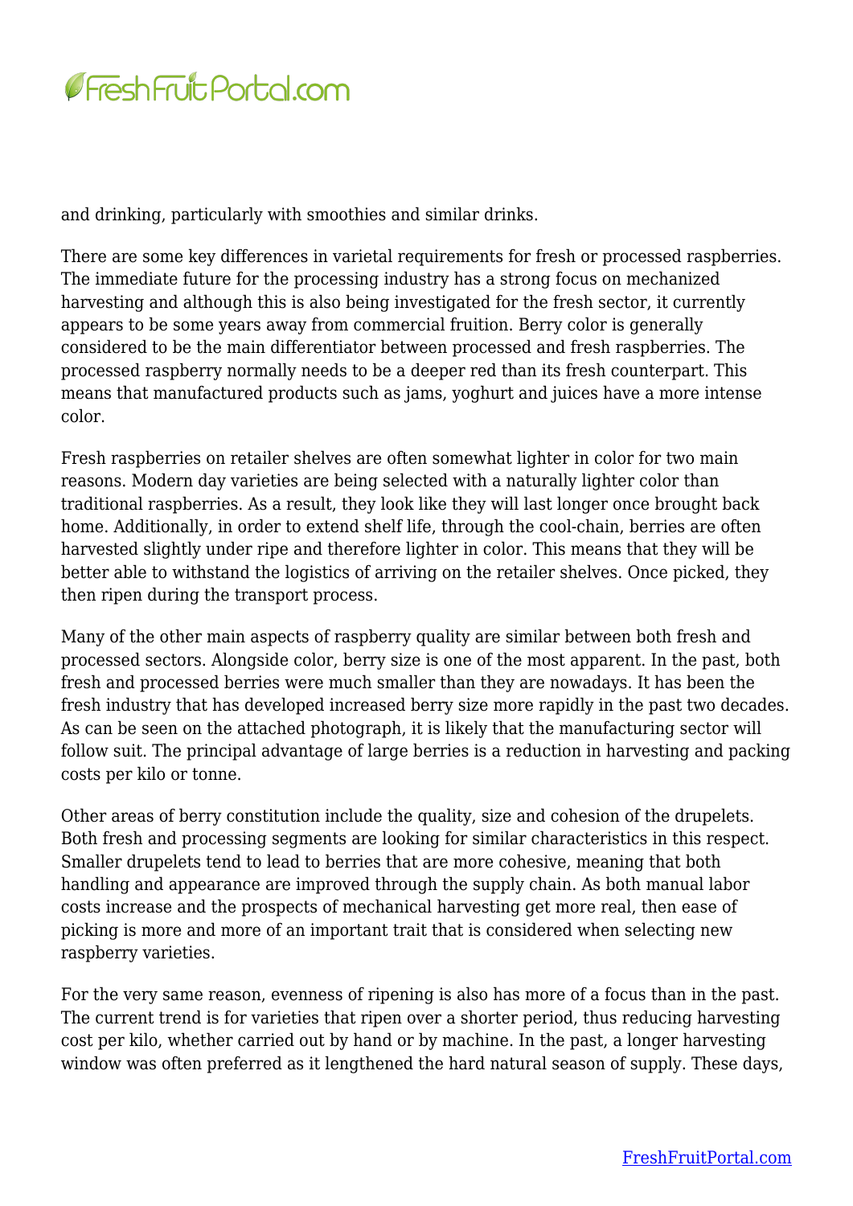and drinking, particularly with smoothies and similar drinks.

There are some key differences in varietal requirements for fresh or processed raspberries. The immediate future for the processing industry has a strong focus on mechanized harvesting and although this is also being investigated for the fresh sector, it currently appears to be some years away from commercial fruition. Berry color is generally considered to be the main differentiator between processed and fresh raspberries. The processed raspberry normally needs to be a deeper red than its fresh counterpart. This means that manufactured products such as jams, yoghurt and juices have a more intense color.

Fresh raspberries on retailer shelves are often somewhat lighter in color for two main reasons. Modern day varieties are being selected with a naturally lighter color than traditional raspberries. As a result, they look like they will last longer once brought back home. Additionally, in order to extend shelf life, through the cool-chain, berries are often harvested slightly under ripe and therefore lighter in color. This means that they will be better able to withstand the logistics of arriving on the retailer shelves. Once picked, they then ripen during the transport process.

Many of the other main aspects of raspberry quality are similar between both fresh and processed sectors. Alongside color, berry size is one of the most apparent. In the past, both fresh and processed berries were much smaller than they are nowadays. It has been the fresh industry that has developed increased berry size more rapidly in the past two decades. As can be seen on the attached photograph, it is likely that the manufacturing sector will follow suit. The principal advantage of large berries is a reduction in harvesting and packing costs per kilo or tonne.

Other areas of berry constitution include the quality, size and cohesion of the drupelets. Both fresh and processing segments are looking for similar characteristics in this respect. Smaller drupelets tend to lead to berries that are more cohesive, meaning that both handling and appearance are improved through the supply chain. As both manual labor costs increase and the prospects of mechanical harvesting get more real, then ease of picking is more and more of an important trait that is considered when selecting new raspberry varieties.

For the very same reason, evenness of ripening is also has more of a focus than in the past. The current trend is for varieties that ripen over a shorter period, thus reducing harvesting cost per kilo, whether carried out by hand or by machine. In the past, a longer harvesting window was often preferred as it lengthened the hard natural season of supply. These days,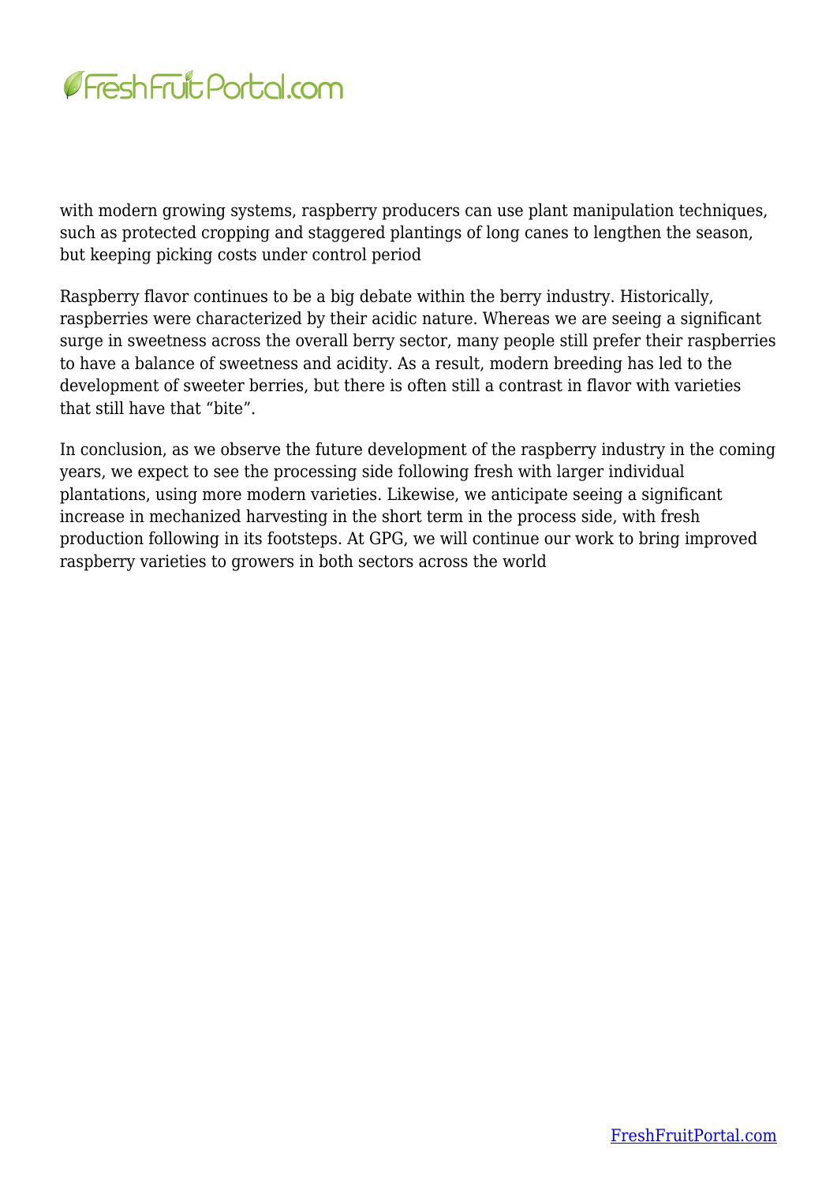with modern growing systems, raspberry producers can use plant manipulation techniques, such as protected cropping and staggered plantings of long canes to lengthen the season, but keeping picking costs under control period

Raspberry flavor continues to be a big debate within the berry industry. Historically, raspberries were characterized by their acidic nature. Whereas we are seeing a significant surge in sweetness across the overall berry sector, many people still prefer their raspberries to have a balance of sweetness and acidity. As a result, modern breeding has led to the development of sweeter berries, but there is often still a contrast in flavor with varieties that still have that "bite".

In conclusion, as we observe the future development of the raspberry industry in the coming years, we expect to see the processing side following fresh with larger individual plantations, using more modern varieties. Likewise, we anticipate seeing a significant increase in mechanized harvesting in the short term in the process side, with fresh production following in its footsteps. At GPG, we will continue our work to bring improved raspberry varieties to growers in both sectors across the world